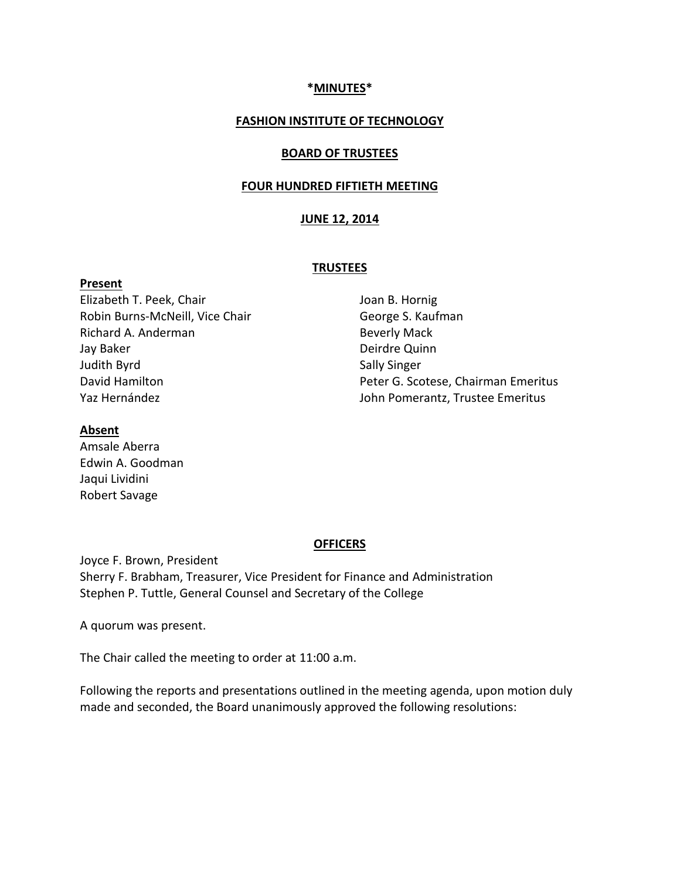**\*MINUTES\***

**FASHION INSTITUTE OF TECHNOLOGY**

**BOARD OF TRUSTEES**

**FOUR HUNDRED FIFTIETH MEETING**

**JUNE 12, 2014**

## TRUSTEES

**Present**

Elizabeth T. Peek, Chair
Robin Burns-McNeill, Vice Chair
Richard A. Anderman
Jay Baker
Judith Byrd
David Hamilton
Yaz Hernández
Joan B. Hornig
George S. Kaufman
Beverly Mack
Deirdre Quinn
Sally Singer
Peter G. Scotese, Chairman Emeritus
John Pomerantz, Trustee Emeritus

**Absent**

Amsale Aberra
Edwin A. Goodman
Jaqui Lividini
Robert Savage

## OFFICERS

Joyce F. Brown, President
Sherry F. Brabham, Treasurer, Vice President for Finance and Administration
Stephen P. Tuttle, General Counsel and Secretary of the College

A quorum was present.

The Chair called the meeting to order at 11:00 a.m.

Following the reports and presentations outlined in the meeting agenda, upon motion duly made and seconded, the Board unanimously approved the following resolutions: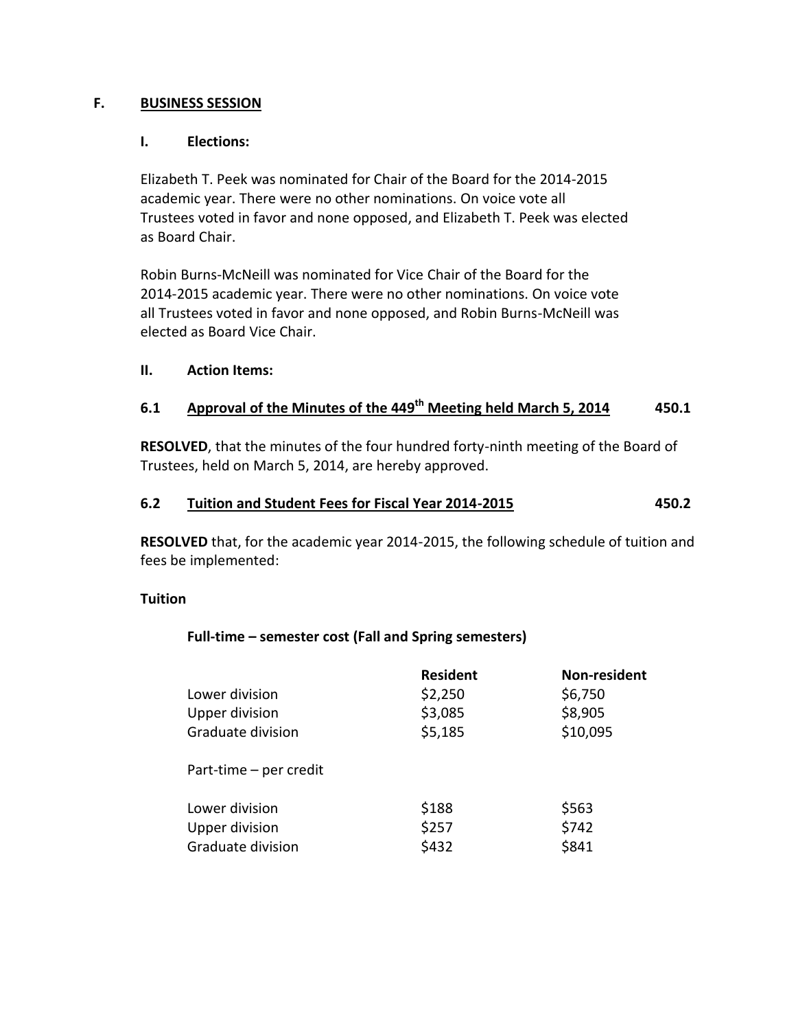## F. BUSINESS SESSION

### I. Elections:

Elizabeth T. Peek was nominated for Chair of the Board for the 2014-2015 academic year. There were no other nominations. On voice vote all Trustees voted in favor and none opposed, and Elizabeth T. Peek was elected as Board Chair.

Robin Burns-McNeill was nominated for Vice Chair of the Board for the 2014-2015 academic year. There were no other nominations. On voice vote all Trustees voted in favor and none opposed, and Robin Burns-McNeill was elected as Board Vice Chair.

### II. Action Items:

### 6.1 Approval of the Minutes of the 449th Meeting held March 5, 2014 — 450.1

**RESOLVED**, that the minutes of the four hundred forty-ninth meeting of the Board of Trustees, held on March 5, 2014, are hereby approved.

### 6.2 Tuition and Student Fees for Fiscal Year 2014-2015 — 450.2

**RESOLVED** that, for the academic year 2014-2015, the following schedule of tuition and fees be implemented:

**Tuition**

**Full-time – semester cost (Fall and Spring semesters)**

| | **Resident** | **Non-resident** |
|---|---|---|
| Lower division | $2,250 | $6,750 |
| Upper division | $3,085 | $8,905 |
| Graduate division | $5,185 | $10,095 |
| Part-time – per credit | | |
| Lower division | $188 | $563 |
| Upper division | $257 | $742 |
| Graduate division | $432 | $841 |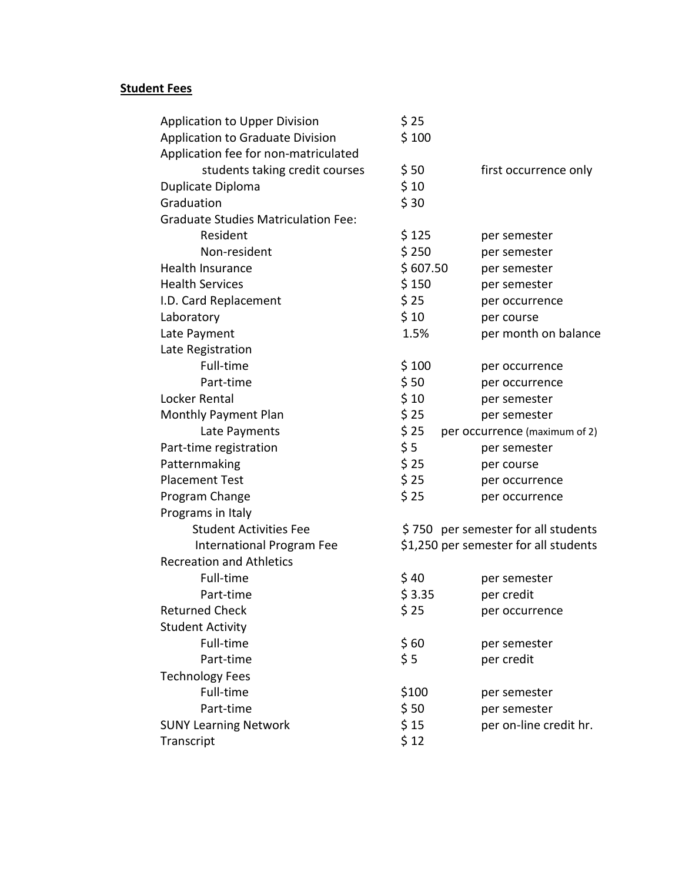## **Student Fees**

| Fee | Amount | Basis |
|---|---|---|
| Application to Upper Division | $ 25 | |
| Application to Graduate Division | $ 100 | |
| Application fee for non-matriculated students taking credit courses | $ 50 | first occurrence only |
| Duplicate Diploma | $ 10 | |
| Graduation | $ 30 | |
| Graduate Studies Matriculation Fee: | | |
| Resident | $ 125 | per semester |
| Non-resident | $ 250 | per semester |
| Health Insurance | $ 607.50 | per semester |
| Health Services | $ 150 | per semester |
| I.D. Card Replacement | $ 25 | per occurrence |
| Laboratory | $ 10 | per course |
| Late Payment | 1.5% | per month on balance |
| Late Registration | | |
| Full-time | $ 100 | per occurrence |
| Part-time | $ 50 | per occurrence |
| Locker Rental | $ 10 | per semester |
| Monthly Payment Plan | $ 25 | per semester |
| Late Payments | $ 25 | per occurrence (maximum of 2) |
| Part-time registration | $ 5 | per semester |
| Patternmaking | $ 25 | per course |
| Placement Test | $ 25 | per occurrence |
| Program Change | $ 25 | per occurrence |
| Programs in Italy | | |
| Student Activities Fee | $ 750 | per semester for all students |
| International Program Fee | $1,250 | per semester for all students |
| Recreation and Athletics | | |
| Full-time | $ 40 | per semester |
| Part-time | $ 3.35 | per credit |
| Returned Check | $ 25 | per occurrence |
| Student Activity | | |
| Full-time | $ 60 | per semester |
| Part-time | $ 5 | per credit |
| Technology Fees | | |
| Full-time | $100 | per semester |
| Part-time | $ 50 | per semester |
| SUNY Learning Network | $ 15 | per on-line credit hr. |
| Transcript | $ 12 | |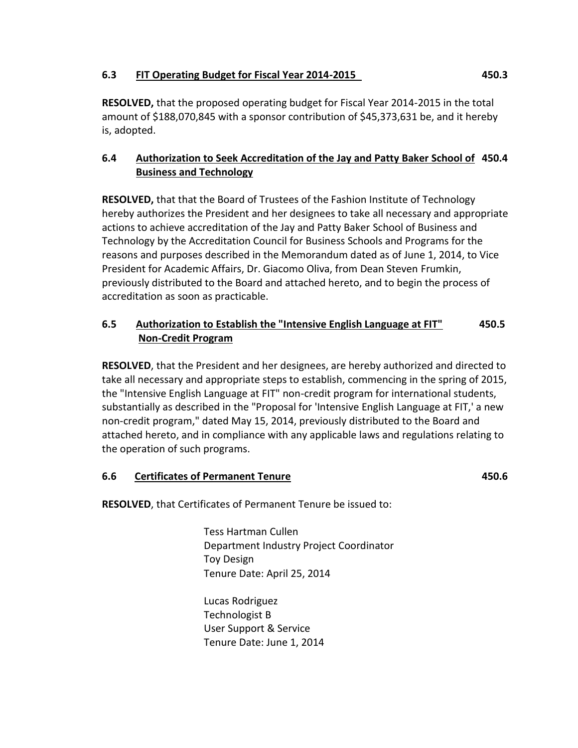### 6.3 FIT Operating Budget for Fiscal Year 2014-2015 — 450.3

**RESOLVED,** that the proposed operating budget for Fiscal Year 2014-2015 in the total amount of $188,070,845 with a sponsor contribution of $45,373,631 be, and it hereby is, adopted.

### 6.4 Authorization to Seek Accreditation of the Jay and Patty Baker School of Business and Technology — 450.4

**RESOLVED,** that that the Board of Trustees of the Fashion Institute of Technology hereby authorizes the President and her designees to take all necessary and appropriate actions to achieve accreditation of the Jay and Patty Baker School of Business and Technology by the Accreditation Council for Business Schools and Programs for the reasons and purposes described in the Memorandum dated as of June 1, 2014, to Vice President for Academic Affairs, Dr. Giacomo Oliva, from Dean Steven Frumkin, previously distributed to the Board and attached hereto, and to begin the process of accreditation as soon as practicable.

### 6.5 Authorization to Establish the "Intensive English Language at FIT" Non-Credit Program — 450.5

**RESOLVED**, that the President and her designees, are hereby authorized and directed to take all necessary and appropriate steps to establish, commencing in the spring of 2015, the "Intensive English Language at FIT" non-credit program for international students, substantially as described in the "Proposal for 'Intensive English Language at FIT,' a new non-credit program," dated May 15, 2014, previously distributed to the Board and attached hereto, and in compliance with any applicable laws and regulations relating to the operation of such programs.

### 6.6 Certificates of Permanent Tenure — 450.6

**RESOLVED**, that Certificates of Permanent Tenure be issued to:

Tess Hartman Cullen
Department Industry Project Coordinator
Toy Design
Tenure Date: April 25, 2014

Lucas Rodriguez
Technologist B
User Support & Service
Tenure Date: June 1, 2014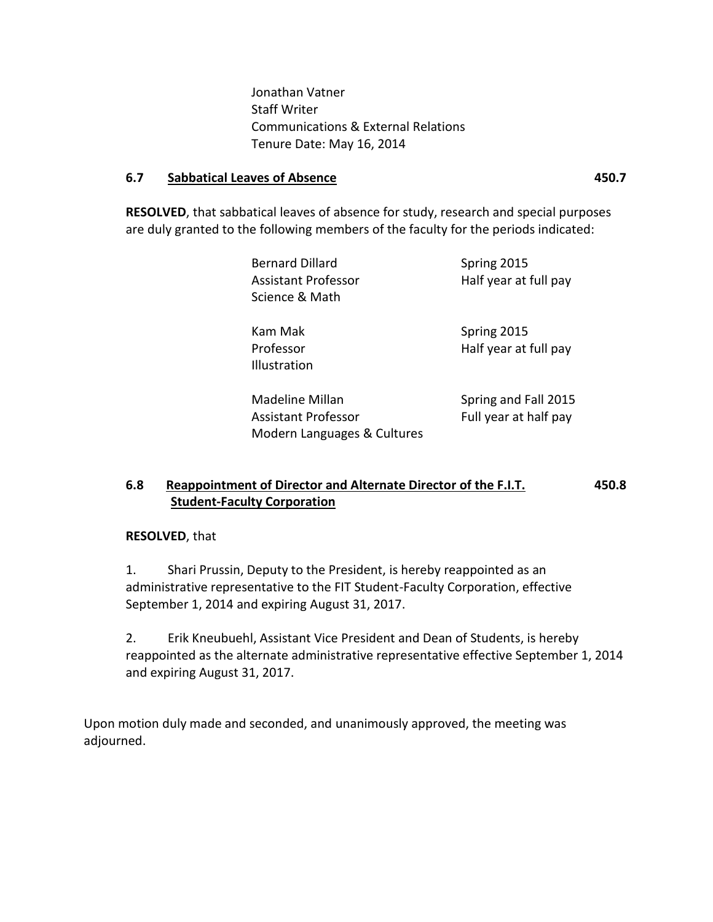Jonathan Vatner
Staff Writer
Communications & External Relations
Tenure Date: May 16, 2014

### 6.7 Sabbatical Leaves of Absence 450.7

**RESOLVED**, that sabbatical leaves of absence for study, research and special purposes are duly granted to the following members of the faculty for the periods indicated:

| | |
|---|---|
| Bernard Dillard<br>Assistant Professor<br>Science & Math | Spring 2015<br>Half year at full pay |
| Kam Mak<br>Professor<br>Illustration | Spring 2015<br>Half year at full pay |
| Madeline Millan<br>Assistant Professor<br>Modern Languages & Cultures | Spring and Fall 2015<br>Full year at half pay |

### 6.8 Reappointment of Director and Alternate Director of the F.I.T. Student-Faculty Corporation 450.8

**RESOLVED**, that

1. Shari Prussin, Deputy to the President, is hereby reappointed as an administrative representative to the FIT Student-Faculty Corporation, effective September 1, 2014 and expiring August 31, 2017.

2. Erik Kneubuehl, Assistant Vice President and Dean of Students, is hereby reappointed as the alternate administrative representative effective September 1, 2014 and expiring August 31, 2017.

Upon motion duly made and seconded, and unanimously approved, the meeting was adjourned.